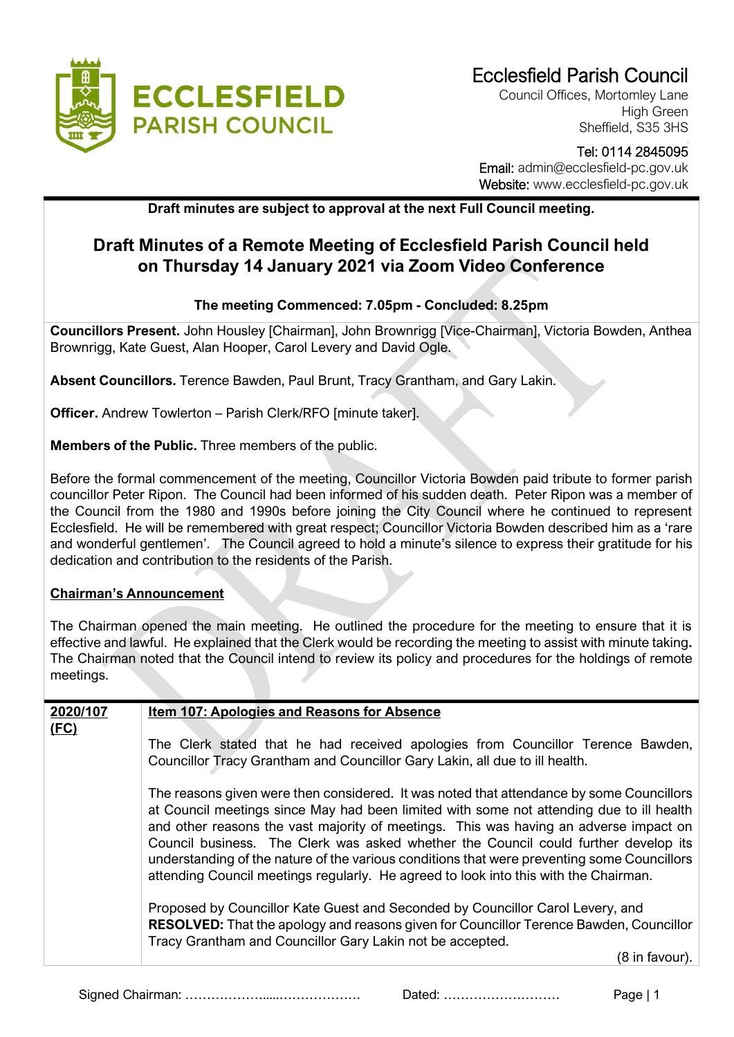# Ecclesfield Parish Council

Council Offices, Mortomley Lane
High Green
Sheffield, S35 3HS

Tel: 0114 2845095
Email: admin@ecclesfield-pc.gov.uk
Website: www.ecclesfield-pc.gov.uk

**Draft minutes are subject to approval at the next Full Council meeting.**

## Draft Minutes of a Remote Meeting of Ecclesfield Parish Council held on Thursday 14 January 2021 via Zoom Video Conference

**The meeting Commenced: 7.05pm - Concluded: 8.25pm**

**Councillors Present.** John Housley [Chairman], John Brownrigg [Vice-Chairman], Victoria Bowden, Anthea Brownrigg, Kate Guest, Alan Hooper, Carol Levery and David Ogle.

**Absent Councillors.** Terence Bawden, Paul Brunt, Tracy Grantham, and Gary Lakin.

**Officer.** Andrew Towlerton – Parish Clerk/RFO [minute taker].

**Members of the Public.** Three members of the public.

Before the formal commencement of the meeting, Councillor Victoria Bowden paid tribute to former parish councillor Peter Ripon. The Council had been informed of his sudden death. Peter Ripon was a member of the Council from the 1980 and 1990s before joining the City Council where he continued to represent Ecclesfield. He will be remembered with great respect; Councillor Victoria Bowden described him as a 'rare and wonderful gentlemen'. The Council agreed to hold a minute's silence to express their gratitude for his dedication and contribution to the residents of the Parish.

### Chairman's Announcement

The Chairman opened the main meeting. He outlined the procedure for the meeting to ensure that it is effective and lawful. He explained that the Clerk would be recording the meeting to assist with minute taking**.** The Chairman noted that the Council intend to review its policy and procedures for the holdings of remote meetings.

| | |
|---|---|
| **2020/107 (FC)** | **Item 107: Apologies and Reasons for Absence**<br><br>The Clerk stated that he had received apologies from Councillor Terence Bawden, Councillor Tracy Grantham and Councillor Gary Lakin, all due to ill health.<br><br>The reasons given were then considered. It was noted that attendance by some Councillors at Council meetings since May had been limited with some not attending due to ill health and other reasons the vast majority of meetings. This was having an adverse impact on Council business. The Clerk was asked whether the Council could further develop its understanding of the nature of the various conditions that were preventing some Councillors attending Council meetings regularly. He agreed to look into this with the Chairman.<br><br>Proposed by Councillor Kate Guest and Seconded by Councillor Carol Levery, and **RESOLVED:** That the apology and reasons given for Councillor Terence Bawden, Councillor Tracy Grantham and Councillor Gary Lakin not be accepted.<br><br>(8 in favour). |

Signed Chairman: ………………....………………. Dated: ………………………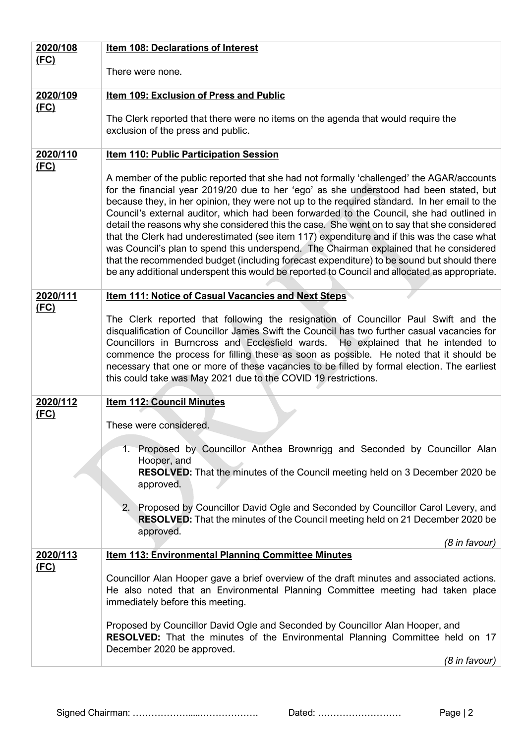| | |
|---|---|
| **2020/108 (FC)** | **Item 108: Declarations of Interest**<br><br>There were none. |
| **2020/109 (FC)** | **Item 109: Exclusion of Press and Public**<br><br>The Clerk reported that there were no items on the agenda that would require the exclusion of the press and public. |
| **2020/110 (FC)** | **Item 110: Public Participation Session**<br><br>A member of the public reported that she had not formally 'challenged' the AGAR/accounts for the financial year 2019/20 due to her 'ego' as she understood had been stated, but because they, in her opinion, they were not up to the required standard. In her email to the Council's external auditor, which had been forwarded to the Council, she had outlined in detail the reasons why she considered this the case. She went on to say that she considered that the Clerk had underestimated (see item 117) expenditure and if this was the case what was Council's plan to spend this underspend. The Chairman explained that he considered that the recommended budget (including forecast expenditure) to be sound but should there be any additional underspent this would be reported to Council and allocated as appropriate. |
| **2020/111 (FC)** | **Item 111: Notice of Casual Vacancies and Next Steps**<br><br>The Clerk reported that following the resignation of Councillor Paul Swift and the disqualification of Councillor James Swift the Council has two further casual vacancies for Councillors in Burncross and Ecclesfield wards. He explained that he intended to commence the process for filling these as soon as possible. He noted that it should be necessary that one or more of these vacancies to be filled by formal election. The earliest this could take was May 2021 due to the COVID 19 restrictions. |
| **2020/112 (FC)** | **Item 112: Council Minutes**<br><br>These were considered.<br><br>1. Proposed by Councillor Anthea Brownrigg and Seconded by Councillor Alan Hooper, and **RESOLVED:** That the minutes of the Council meeting held on 3 December 2020 be approved.<br><br>2. Proposed by Councillor David Ogle and Seconded by Councillor Carol Levery, and **RESOLVED:** That the minutes of the Council meeting held on 21 December 2020 be approved.<br><br>*(8 in favour)* |
| **2020/113 (FC)** | **Item 113: Environmental Planning Committee Minutes**<br><br>Councillor Alan Hooper gave a brief overview of the draft minutes and associated actions. He also noted that an Environmental Planning Committee meeting had taken place immediately before this meeting.<br><br>Proposed by Councillor David Ogle and Seconded by Councillor Alan Hooper, and **RESOLVED:** That the minutes of the Environmental Planning Committee held on 17 December 2020 be approved.<br><br>*(8 in favour)* |

Signed Chairman: ……………….....………………. Dated: ………………………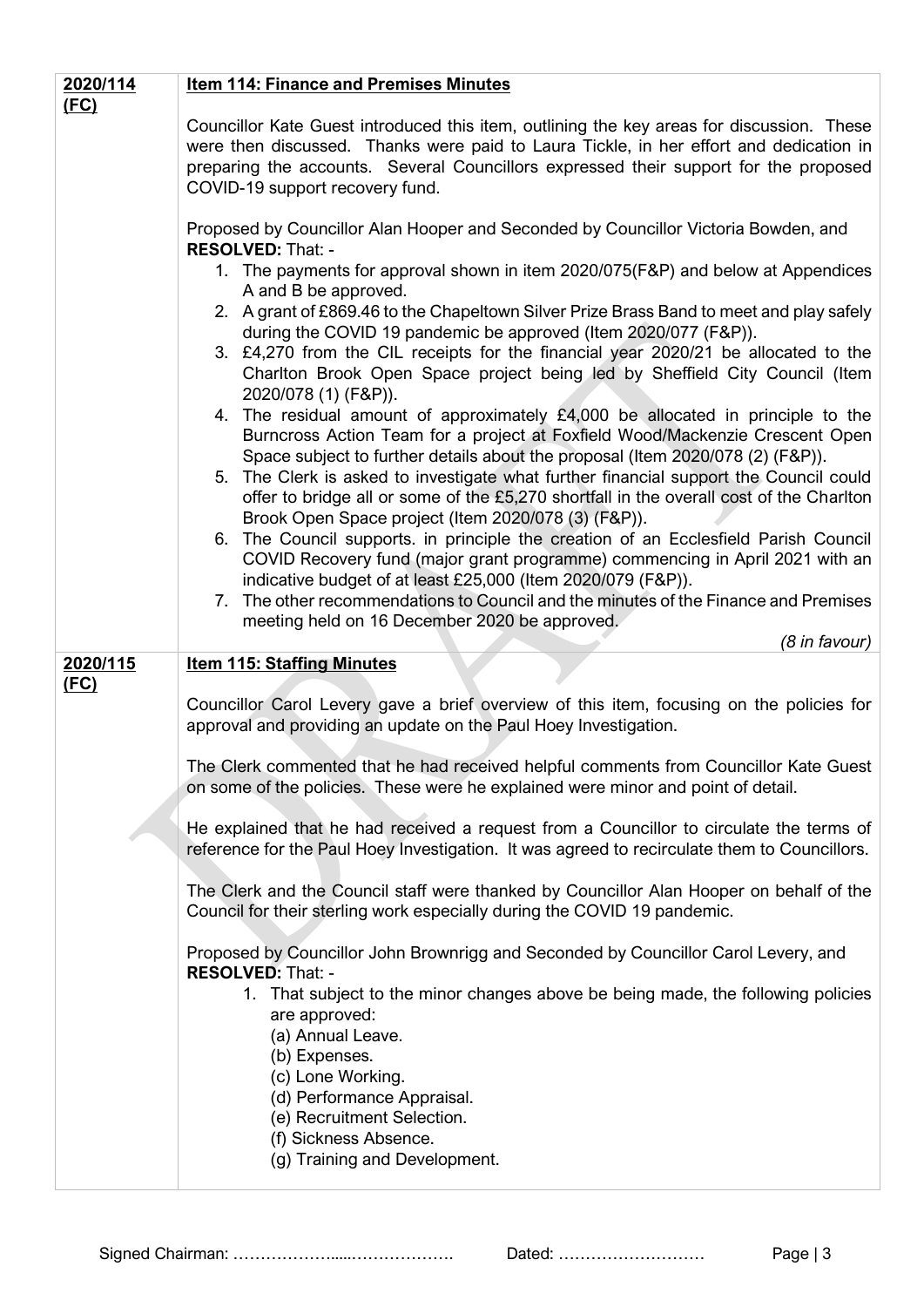| | |
|---|---|
| **2020/114 (FC)** | **Item 114: Finance and Premises Minutes**<br><br>Councillor Kate Guest introduced this item, outlining the key areas for discussion. These were then discussed. Thanks were paid to Laura Tickle, in her effort and dedication in preparing the accounts. Several Councillors expressed their support for the proposed COVID-19 support recovery fund.<br><br>Proposed by Councillor Alan Hooper and Seconded by Councillor Victoria Bowden, and **RESOLVED:** That: -<br>1. The payments for approval shown in item 2020/075(F&P) and below at Appendices A and B be approved.<br>2. A grant of £869.46 to the Chapeltown Silver Prize Brass Band to meet and play safely during the COVID 19 pandemic be approved (Item 2020/077 (F&P)).<br>3. £4,270 from the CIL receipts for the financial year 2020/21 be allocated to the Charlton Brook Open Space project being led by Sheffield City Council (Item 2020/078 (1) (F&P)).<br>4. The residual amount of approximately £4,000 be allocated in principle to the Burncross Action Team for a project at Foxfield Wood/Mackenzie Crescent Open Space subject to further details about the proposal (Item 2020/078 (2) (F&P)).<br>5. The Clerk is asked to investigate what further financial support the Council could offer to bridge all or some of the £5,270 shortfall in the overall cost of the Charlton Brook Open Space project (Item 2020/078 (3) (F&P)).<br>6. The Council supports. in principle the creation of an Ecclesfield Parish Council COVID Recovery fund (major grant programme) commencing in April 2021 with an indicative budget of at least £25,000 (Item 2020/079 (F&P)).<br>7. The other recommendations to Council and the minutes of the Finance and Premises meeting held on 16 December 2020 be approved.<br><br>*(8 in favour)* |
| **2020/115 (FC)** | **Item 115: Staffing Minutes**<br><br>Councillor Carol Levery gave a brief overview of this item, focusing on the policies for approval and providing an update on the Paul Hoey Investigation.<br><br>The Clerk commented that he had received helpful comments from Councillor Kate Guest on some of the policies. These were he explained were minor and point of detail.<br><br>He explained that he had received a request from a Councillor to circulate the terms of reference for the Paul Hoey Investigation. It was agreed to recirculate them to Councillors.<br><br>The Clerk and the Council staff were thanked by Councillor Alan Hooper on behalf of the Council for their sterling work especially during the COVID 19 pandemic.<br><br>Proposed by Councillor John Brownrigg and Seconded by Councillor Carol Levery, and **RESOLVED:** That: -<br>1. That subject to the minor changes above be being made, the following policies are approved:<br>(a) Annual Leave.<br>(b) Expenses.<br>(c) Lone Working.<br>(d) Performance Appraisal.<br>(e) Recruitment Selection.<br>(f) Sickness Absence.<br>(g) Training and Development. |

Signed Chairman: ………………....………………. Dated: ………………………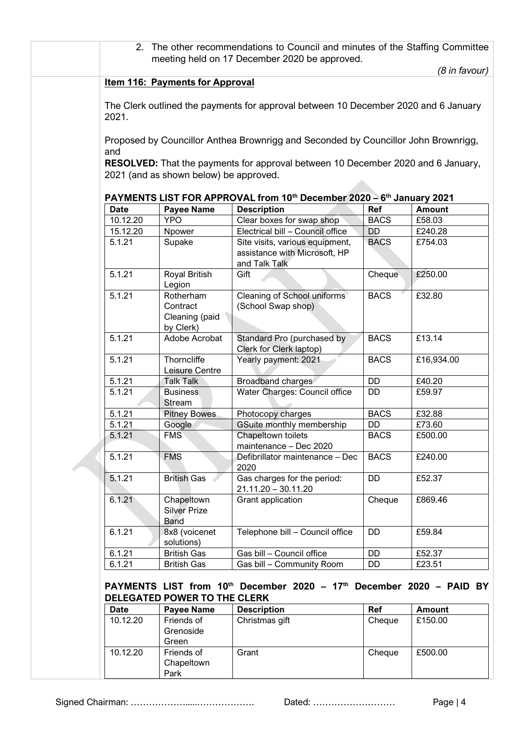2. The other recommendations to Council and minutes of the Staffing Committee meeting held on 17 December 2020 be approved.

*(8 in favour)*

**Item 116: Payments for Approval**

The Clerk outlined the payments for approval between 10 December 2020 and 6 January 2021.

Proposed by Councillor Anthea Brownrigg and Seconded by Councillor John Brownrigg, and

**RESOLVED:** That the payments for approval between 10 December 2020 and 6 January, 2021 (and as shown below) be approved.

**PAYMENTS LIST FOR APPROVAL from 10th December 2020 – 6th January 2021**

| Date | Payee Name | Description | Ref | Amount |
|---|---|---|---|---|
| 10.12.20 | YPO | Clear boxes for swap shop | BACS | £58.03 |
| 15.12.20 | Npower | Electrical bill – Council office | DD | £240.28 |
| 5.1.21 | Supake | Site visits, various equipment, assistance with Microsoft, HP and Talk Talk | BACS | £754.03 |
| 5.1.21 | Royal British Legion | Gift | Cheque | £250.00 |
| 5.1.21 | Rotherham Contract Cleaning (paid by Clerk) | Cleaning of School uniforms (School Swap shop) | BACS | £32.80 |
| 5.1.21 | Adobe Acrobat | Standard Pro (purchased by Clerk for Clerk laptop) | BACS | £13.14 |
| 5.1.21 | Thorncliffe Leisure Centre | Yearly payment: 2021 | BACS | £16,934.00 |
| 5.1.21 | Talk Talk | Broadband charges | DD | £40.20 |
| 5.1.21 | Business Stream | Water Charges: Council office | DD | £59.97 |
| 5.1.21 | Pitney Bowes | Photocopy charges | BACS | £32.88 |
| 5.1.21 | Google | GSuite monthly membership | DD | £73.60 |
| 5.1.21 | FMS | Chapeltown toilets maintenance – Dec 2020 | BACS | £500.00 |
| 5.1.21 | FMS | Defibrillator maintenance – Dec 2020 | BACS | £240.00 |
| 5.1.21 | British Gas | Gas charges for the period: 21.11.20 – 30.11.20 | DD | £52.37 |
| 6.1.21 | Chapeltown Silver Prize Band | Grant application | Cheque | £869.46 |
| 6.1.21 | 8x8 (voicenet solutions) | Telephone bill – Council office | DD | £59.84 |
| 6.1.21 | British Gas | Gas bill – Council office | DD | £52.37 |
| 6.1.21 | British Gas | Gas bill – Community Room | DD | £23.51 |

**PAYMENTS LIST from 10th December 2020 – 17th December 2020 – PAID BY DELEGATED POWER TO THE CLERK**

| Date | Payee Name | Description | Ref | Amount |
|---|---|---|---|---|
| 10.12.20 | Friends of Grenoside Green | Christmas gift | Cheque | £150.00 |
| 10.12.20 | Friends of Chapeltown Park | Grant | Cheque | £500.00 |

Signed Chairman: ……………….....………………. Dated: ………………………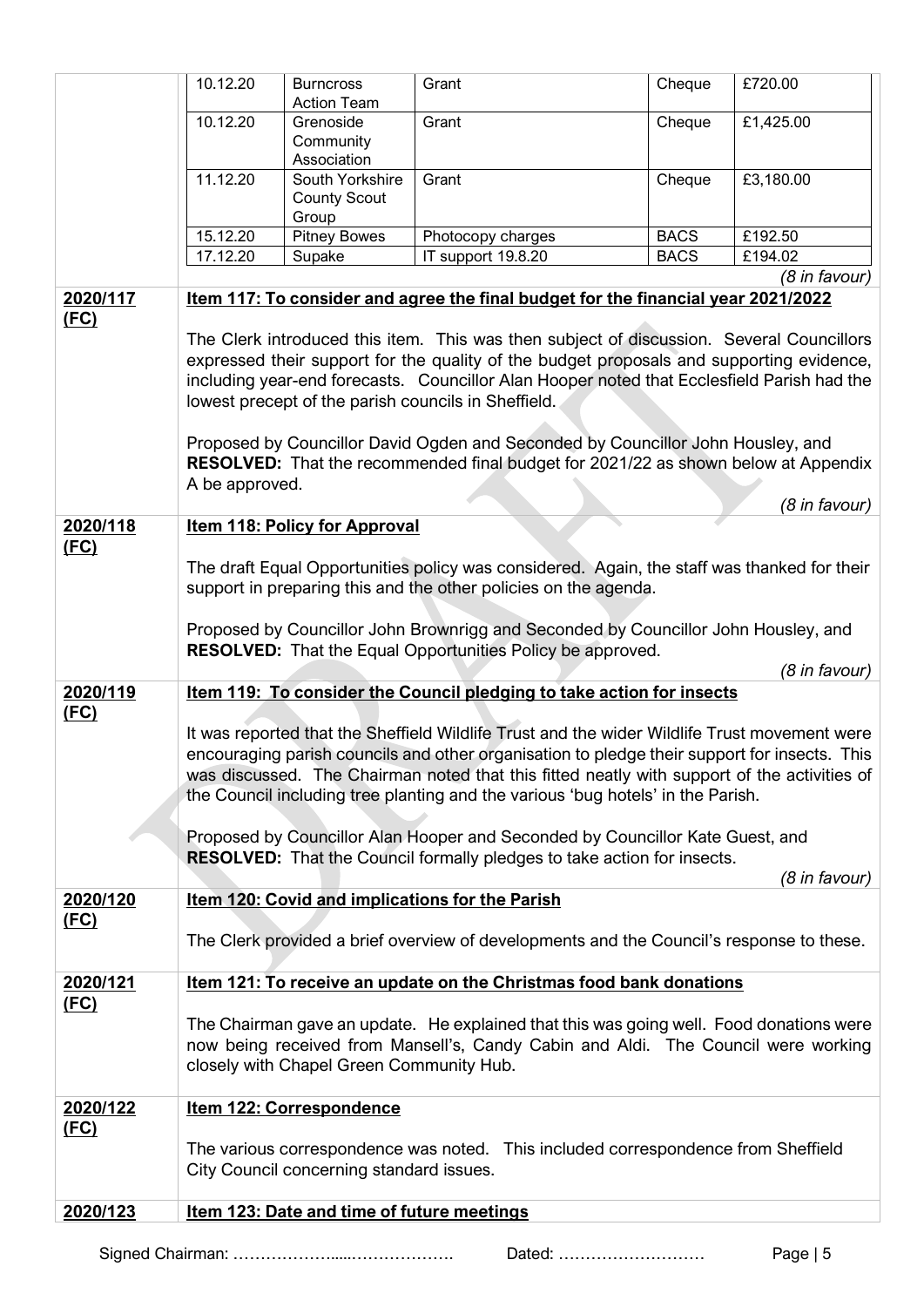| | Date | Payee | Description | Method | Amount |
|---|---|---|---|---|---|
| | 10.12.20 | Burncross Action Team | Grant | Cheque | £720.00 |
| | 10.12.20 | Grenoside Community Association | Grant | Cheque | £1,425.00 |
| | 11.12.20 | South Yorkshire County Scout Group | Grant | Cheque | £3,180.00 |
| | 15.12.20 | Pitney Bowes | Photocopy charges | BACS | £192.50 |
| | 17.12.20 | Supake | IT support 19.8.20 | BACS | £194.02 |

*(8 in favour)*

**2020/117 (FC)**

**Item 117: To consider and agree the final budget for the financial year 2021/2022**

The Clerk introduced this item. This was then subject of discussion. Several Councillors expressed their support for the quality of the budget proposals and supporting evidence, including year-end forecasts. Councillor Alan Hooper noted that Ecclesfield Parish had the lowest precept of the parish councils in Sheffield.

Proposed by Councillor David Ogden and Seconded by Councillor John Housley, and **RESOLVED:** That the recommended final budget for 2021/22 as shown below at Appendix A be approved.

*(8 in favour)*

**2020/118 (FC)**

**Item 118: Policy for Approval**

The draft Equal Opportunities policy was considered. Again, the staff was thanked for their support in preparing this and the other policies on the agenda.

Proposed by Councillor John Brownrigg and Seconded by Councillor John Housley, and **RESOLVED:** That the Equal Opportunities Policy be approved.

*(8 in favour)*

**2020/119 (FC)**

**Item 119: To consider the Council pledging to take action for insects**

It was reported that the Sheffield Wildlife Trust and the wider Wildlife Trust movement were encouraging parish councils and other organisation to pledge their support for insects. This was discussed. The Chairman noted that this fitted neatly with support of the activities of the Council including tree planting and the various 'bug hotels' in the Parish.

Proposed by Councillor Alan Hooper and Seconded by Councillor Kate Guest, and **RESOLVED:** That the Council formally pledges to take action for insects.

*(8 in favour)*

**2020/120 (FC)**

**Item 120: Covid and implications for the Parish**

The Clerk provided a brief overview of developments and the Council's response to these.

**2020/121 (FC)**

**Item 121: To receive an update on the Christmas food bank donations**

The Chairman gave an update. He explained that this was going well. Food donations were now being received from Mansell's, Candy Cabin and Aldi. The Council were working closely with Chapel Green Community Hub.

**2020/122 (FC)**

**Item 122: Correspondence**

The various correspondence was noted. This included correspondence from Sheffield City Council concerning standard issues.

**2020/123**

**Item 123: Date and time of future meetings**

Signed Chairman: ………………......……………….  Dated: ………………………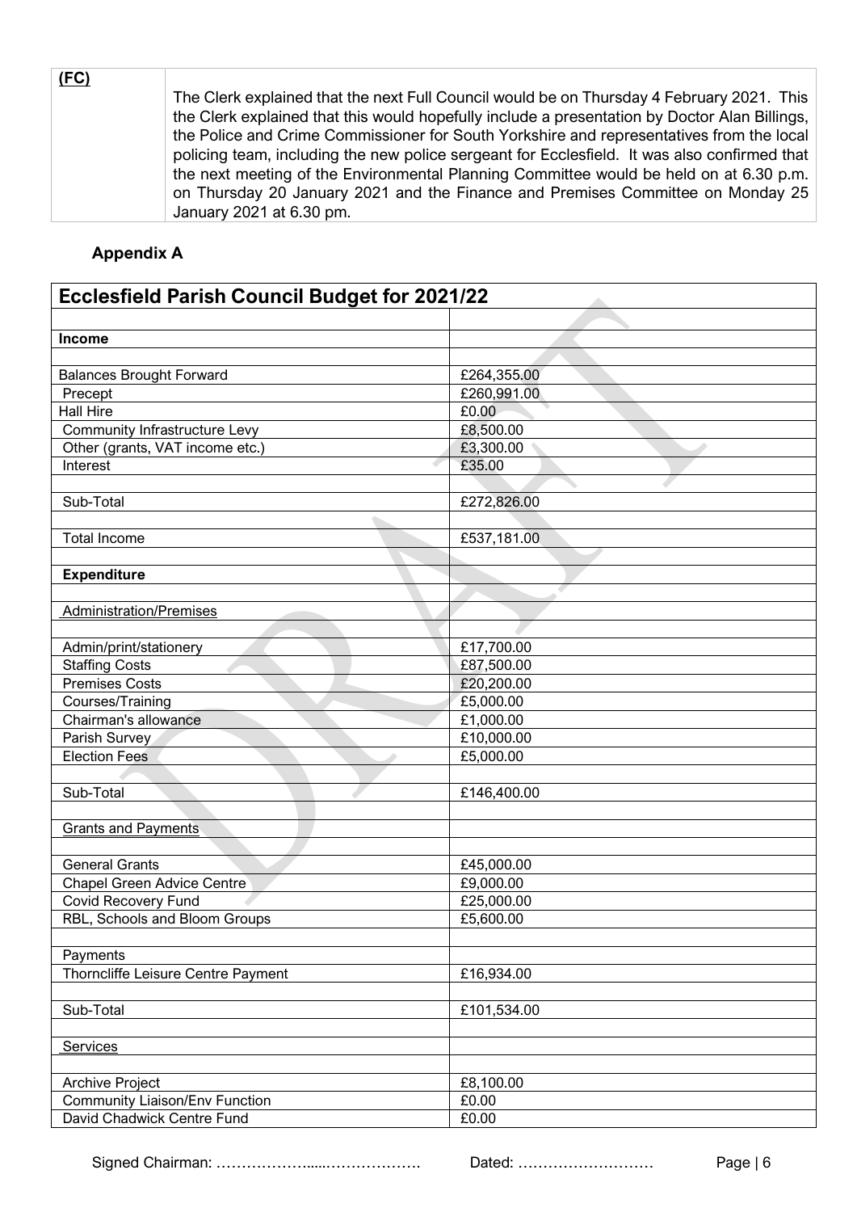| (FC) | The Clerk explained that the next Full Council would be on Thursday 4 February 2021. This the Clerk explained that this would hopefully include a presentation by Doctor Alan Billings, the Police and Crime Commissioner for South Yorkshire and representatives from the local policing team, including the new police sergeant for Ecclesfield. It was also confirmed that the next meeting of the Environmental Planning Committee would be held on at 6.30 p.m. on Thursday 20 January 2021 and the Finance and Premises Committee on Monday 25 January 2021 at 6.30 pm. |
|---|---|

## Appendix A

| Ecclesfield Parish Council Budget for 2021/22 | |
|---|---|
| | |
| **Income** | |
| | |
| Balances Brought Forward | £264,355.00 |
| Precept | £260,991.00 |
| Hall Hire | £0.00 |
| Community Infrastructure Levy | £8,500.00 |
| Other (grants, VAT income etc.) | £3,300.00 |
| Interest | £35.00 |
| | |
| Sub-Total | £272,826.00 |
| | |
| Total Income | £537,181.00 |
| | |
| **Expenditure** | |
| | |
| Administration/Premises | |
| | |
| Admin/print/stationery | £17,700.00 |
| Staffing Costs | £87,500.00 |
| Premises Costs | £20,200.00 |
| Courses/Training | £5,000.00 |
| Chairman's allowance | £1,000.00 |
| Parish Survey | £10,000.00 |
| Election Fees | £5,000.00 |
| | |
| Sub-Total | £146,400.00 |
| | |
| Grants and Payments | |
| | |
| General Grants | £45,000.00 |
| Chapel Green Advice Centre | £9,000.00 |
| Covid Recovery Fund | £25,000.00 |
| RBL, Schools and Bloom Groups | £5,600.00 |
| | |
| Payments | |
| Thorncliffe Leisure Centre Payment | £16,934.00 |
| | |
| Sub-Total | £101,534.00 |
| | |
| Services | |
| | |
| Archive Project | £8,100.00 |
| Community Liaison/Env Function | £0.00 |
| David Chadwick Centre Fund | £0.00 |

Signed Chairman: ……………….....………………. Dated: ………………………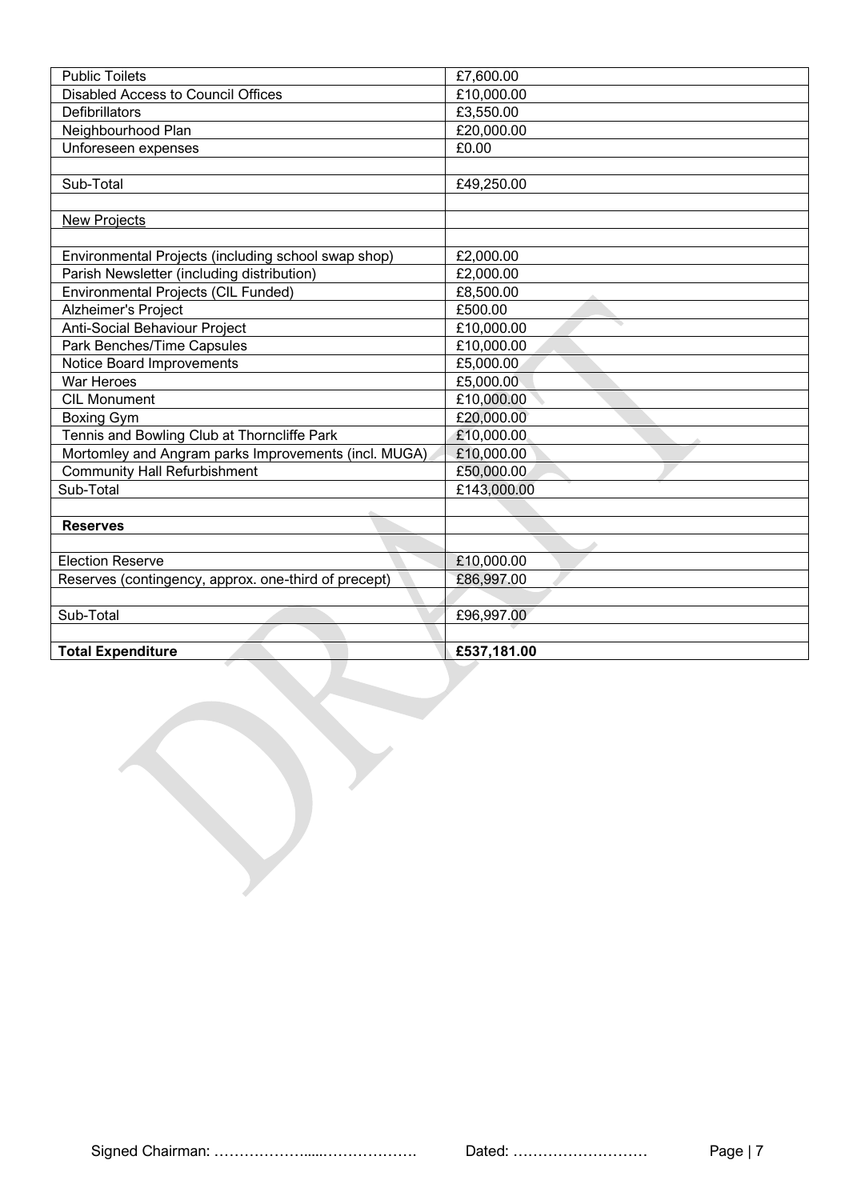| | |
|---|---|
| Public Toilets | £7,600.00 |
| Disabled Access to Council Offices | £10,000.00 |
| Defibrillators | £3,550.00 |
| Neighbourhood Plan | £20,000.00 |
| Unforeseen expenses | £0.00 |
| | |
| Sub-Total | £49,250.00 |
| | |
| New Projects | |
| | |
| Environmental Projects (including school swap shop) | £2,000.00 |
| Parish Newsletter (including distribution) | £2,000.00 |
| Environmental Projects (CIL Funded) | £8,500.00 |
| Alzheimer's Project | £500.00 |
| Anti-Social Behaviour Project | £10,000.00 |
| Park Benches/Time Capsules | £10,000.00 |
| Notice Board Improvements | £5,000.00 |
| War Heroes | £5,000.00 |
| CIL Monument | £10,000.00 |
| Boxing Gym | £20,000.00 |
| Tennis and Bowling Club at Thorncliffe Park | £10,000.00 |
| Mortomley and Angram parks Improvements (incl. MUGA) | £10,000.00 |
| Community Hall Refurbishment | £50,000.00 |
| Sub-Total | £143,000.00 |
| | |
| **Reserves** | |
| | |
| Election Reserve | £10,000.00 |
| Reserves (contingency, approx. one-third of precept) | £86,997.00 |
| | |
| Sub-Total | £96,997.00 |
| | |
| **Total Expenditure** | **£537,181.00** |

Signed Chairman: ……………….....………………. Dated: ………………………